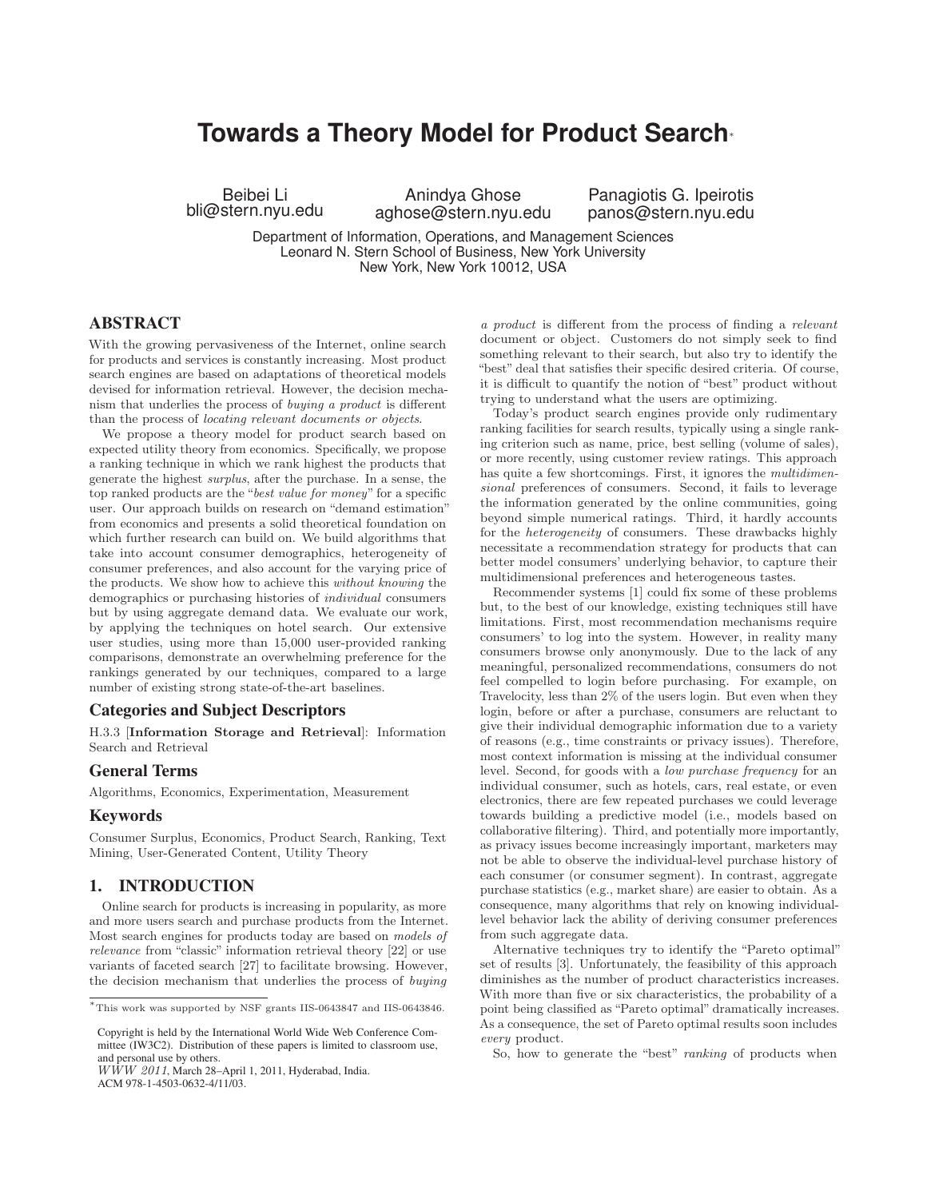# Towards a Theory Model for Product Search*

Beibei Li
bli@stern.nyu.edu

Anindya Ghose
aghose@stern.nyu.edu

Panagiotis G. Ipeirotis
panos@stern.nyu.edu

Department of Information, Operations, and Management Sciences
Leonard N. Stern School of Business, New York University
New York, New York 10012, USA

## ABSTRACT

With the growing pervasiveness of the Internet, online search for products and services is constantly increasing. Most product search engines are based on adaptations of theoretical models devised for information retrieval. However, the decision mechanism that underlies the process of *buying a product* is different than the process of *locating relevant documents or objects*.

We propose a theory model for product search based on expected utility theory from economics. Specifically, we propose a ranking technique in which we rank highest the products that generate the highest *surplus*, after the purchase. In a sense, the top ranked products are the "*best value for money*" for a specific user. Our approach builds on research on "demand estimation" from economics and presents a solid theoretical foundation on which further research can build on. We build algorithms that take into account consumer demographics, heterogeneity of consumer preferences, and also account for the varying price of the products. We show how to achieve this *without knowing* the demographics or purchasing histories of *individual* consumers but by using aggregate demand data. We evaluate our work, by applying the techniques on hotel search. Our extensive user studies, using more than 15,000 user-provided ranking comparisons, demonstrate an overwhelming preference for the rankings generated by our techniques, compared to a large number of existing strong state-of-the-art baselines.

### Categories and Subject Descriptors

H.3.3 [**Information Storage and Retrieval**]: Information Search and Retrieval

### General Terms

Algorithms, Economics, Experimentation, Measurement

### Keywords

Consumer Surplus, Economics, Product Search, Ranking, Text Mining, User-Generated Content, Utility Theory

## 1. INTRODUCTION

Online search for products is increasing in popularity, as more and more users search and purchase products from the Internet. Most search engines for products today are based on *models of relevance* from "classic" information retrieval theory [22] or use variants of faceted search [27] to facilitate browsing. However, the decision mechanism that underlies the process of *buying a product* is different from the process of finding a *relevant* document or object. Customers do not simply seek to find something relevant to their search, but also try to identify the "best" deal that satisfies their specific desired criteria. Of course, it is difficult to quantify the notion of "best" product without trying to understand what the users are optimizing.

Today's product search engines provide only rudimentary ranking facilities for search results, typically using a single ranking criterion such as name, price, best selling (volume of sales), or more recently, using customer review ratings. This approach has quite a few shortcomings. First, it ignores the *multidimensional* preferences of consumers. Second, it fails to leverage the information generated by the online communities, going beyond simple numerical ratings. Third, it hardly accounts for the *heterogeneity* of consumers. These drawbacks highly necessitate a recommendation strategy for products that can better model consumers' underlying behavior, to capture their multidimensional preferences and heterogeneous tastes.

Recommender systems [1] could fix some of these problems but, to the best of our knowledge, existing techniques still have limitations. First, most recommendation mechanisms require consumers' to log into the system. However, in reality many consumers browse only anonymously. Due to the lack of any meaningful, personalized recommendations, consumers do not feel compelled to login before purchasing. For example, on Travelocity, less than 2% of the users login. But even when they login, before or after a purchase, consumers are reluctant to give their individual demographic information due to a variety of reasons (e.g., time constraints or privacy issues). Therefore, most context information is missing at the individual consumer level. Second, for goods with a *low purchase frequency* for an individual consumer, such as hotels, cars, real estate, or even electronics, there are few repeated purchases we could leverage towards building a predictive model (i.e., models based on collaborative filtering). Third, and potentially more importantly, as privacy issues become increasingly important, marketers may not be able to observe the individual-level purchase history of each consumer (or consumer segment). In contrast, aggregate purchase statistics (e.g., market share) are easier to obtain. As a consequence, many algorithms that rely on knowing individual-level behavior lack the ability of deriving consumer preferences from such aggregate data.

Alternative techniques try to identify the "Pareto optimal" set of results [3]. Unfortunately, the feasibility of this approach diminishes as the number of product characteristics increases. With more than five or six characteristics, the probability of a point being classified as "Pareto optimal" dramatically increases. As a consequence, the set of Pareto optimal results soon includes *every* product.

So, how to generate the "best" *ranking* of products when

---

*This work was supported by NSF grants IIS-0643847 and IIS-0643846.

Copyright is held by the International World Wide Web Conference Committee (IW3C2). Distribution of these papers is limited to classroom use, and personal use by others.
*WWW 2011*, March 28–April 1, 2011, Hyderabad, India.
ACM 978-1-4503-0632-4/11/03.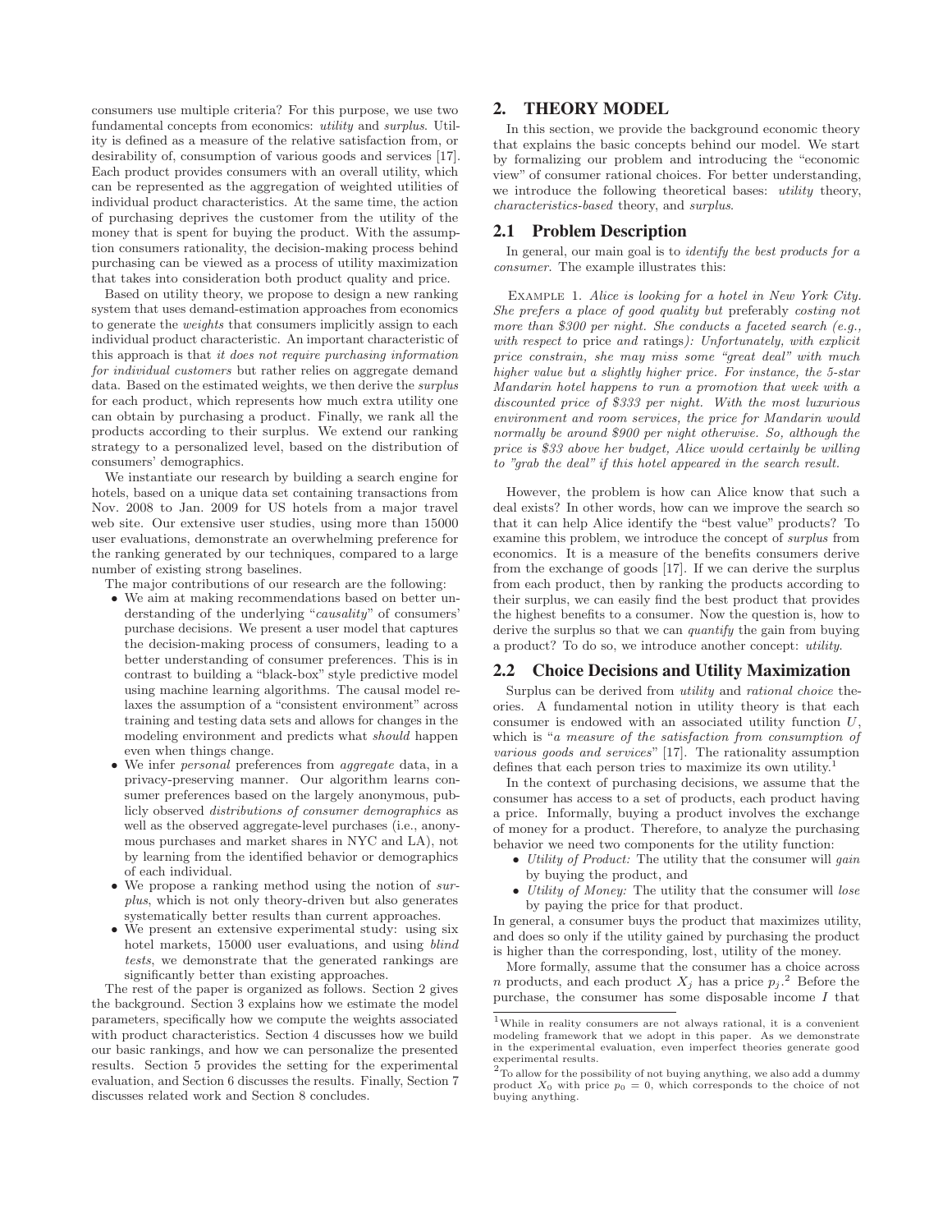consumers use multiple criteria? For this purpose, we use two fundamental concepts from economics: *utility* and *surplus*. Utility is defined as a measure of the relative satisfaction from, or desirability of, consumption of various goods and services [17]. Each product provides consumers with an overall utility, which can be represented as the aggregation of weighted utilities of individual product characteristics. At the same time, the action of purchasing deprives the customer from the utility of the money that is spent for buying the product. With the assumption consumers rationality, the decision-making process behind purchasing can be viewed as a process of utility maximization that takes into consideration both product quality and price.

Based on utility theory, we propose to design a new ranking system that uses demand-estimation approaches from economics to generate the *weights* that consumers implicitly assign to each individual product characteristic. An important characteristic of this approach is that *it does not require purchasing information for individual customers* but rather relies on aggregate demand data. Based on the estimated weights, we then derive the *surplus* for each product, which represents how much extra utility one can obtain by purchasing a product. Finally, we rank all the products according to their surplus. We extend our ranking strategy to a personalized level, based on the distribution of consumers' demographics.

We instantiate our research by building a search engine for hotels, based on a unique data set containing transactions from Nov. 2008 to Jan. 2009 for US hotels from a major travel web site. Our extensive user studies, using more than 15000 user evaluations, demonstrate an overwhelming preference for the ranking generated by our techniques, compared to a large number of existing strong baselines.

The major contributions of our research are the following:

- We aim at making recommendations based on better understanding of the underlying "*causality*" of consumers' purchase decisions. We present a user model that captures the decision-making process of consumers, leading to a better understanding of consumer preferences. This is in contrast to building a "black-box" style predictive model using machine learning algorithms. The causal model relaxes the assumption of a "consistent environment" across training and testing data sets and allows for changes in the modeling environment and predicts what *should* happen even when things change.
- We infer *personal* preferences from *aggregate* data, in a privacy-preserving manner. Our algorithm learns consumer preferences based on the largely anonymous, publicly observed *distributions of consumer demographics* as well as the observed aggregate-level purchases (i.e., anonymous purchases and market shares in NYC and LA), not by learning from the identified behavior or demographics of each individual.
- We propose a ranking method using the notion of *surplus*, which is not only theory-driven but also generates systematically better results than current approaches.
- We present an extensive experimental study: using six hotel markets, 15000 user evaluations, and using *blind tests*, we demonstrate that the generated rankings are significantly better than existing approaches.

The rest of the paper is organized as follows. Section 2 gives the background. Section 3 explains how we estimate the model parameters, specifically how we compute the weights associated with product characteristics. Section 4 discusses how we build our basic rankings, and how we can personalize the presented results. Section 5 provides the setting for the experimental evaluation, and Section 6 discusses the results. Finally, Section 7 discusses related work and Section 8 concludes.

## 2. THEORY MODEL

In this section, we provide the background economic theory that explains the basic concepts behind our model. We start by formalizing our problem and introducing the "economic view" of consumer rational choices. For better understanding, we introduce the following theoretical bases: *utility* theory, *characteristics-based* theory, and *surplus*.

### 2.1 Problem Description

In general, our main goal is to *identify the best products for a consumer*. The example illustrates this:

Example 1. *Alice is looking for a hotel in New York City. She prefers a place of good quality but* preferably *costing not more than $300 per night. She conducts a faceted search (e.g., with respect to* price *and* ratings*): Unfortunately, with explicit price constrain, she may miss some "great deal" with much higher value but a slightly higher price. For instance, the 5-star Mandarin hotel happens to run a promotion that week with a discounted price of $333 per night. With the most luxurious environment and room services, the price for Mandarin would normally be around $900 per night otherwise. So, although the price is $33 above her budget, Alice would certainly be willing to "grab the deal" if this hotel appeared in the search result.*

However, the problem is how can Alice know that such a deal exists? In other words, how can we improve the search so that it can help Alice identify the "best value" products? To examine this problem, we introduce the concept of *surplus* from economics. It is a measure of the benefits consumers derive from the exchange of goods [17]. If we can derive the surplus from each product, then by ranking the products according to their surplus, we can easily find the best product that provides the highest benefits to a consumer. Now the question is, how to derive the surplus so that we can *quantify* the gain from buying a product? To do so, we introduce another concept: *utility*.

### 2.2 Choice Decisions and Utility Maximization

Surplus can be derived from *utility* and *rational choice* theories. A fundamental notion in utility theory is that each consumer is endowed with an associated utility function $U$, which is "*a measure of the satisfaction from consumption of various goods and services*" [17]. The rationality assumption defines that each person tries to maximize its own utility.[1]

In the context of purchasing decisions, we assume that the consumer has access to a set of products, each product having a price. Informally, buying a product involves the exchange of money for a product. Therefore, to analyze the purchasing behavior we need two components for the utility function:

- *Utility of Product:* The utility that the consumer will *gain* by buying the product, and
- *Utility of Money:* The utility that the consumer will *lose* by paying the price for that product.

In general, a consumer buys the product that maximizes utility, and does so only if the utility gained by purchasing the product is higher than the corresponding, lost, utility of the money.

More formally, assume that the consumer has a choice across $n$ products, and each product $X_j$ has a price $p_j$.[2] Before the purchase, the consumer has some disposable income $I$ that

---

[1] While in reality consumers are not always rational, it is a convenient modeling framework that we adopt in this paper. As we demonstrate in the experimental evaluation, even imperfect theories generate good experimental results.

[2] To allow for the possibility of not buying anything, we also add a dummy product $X_0$ with price $p_0 = 0$, which corresponds to the choice of not buying anything.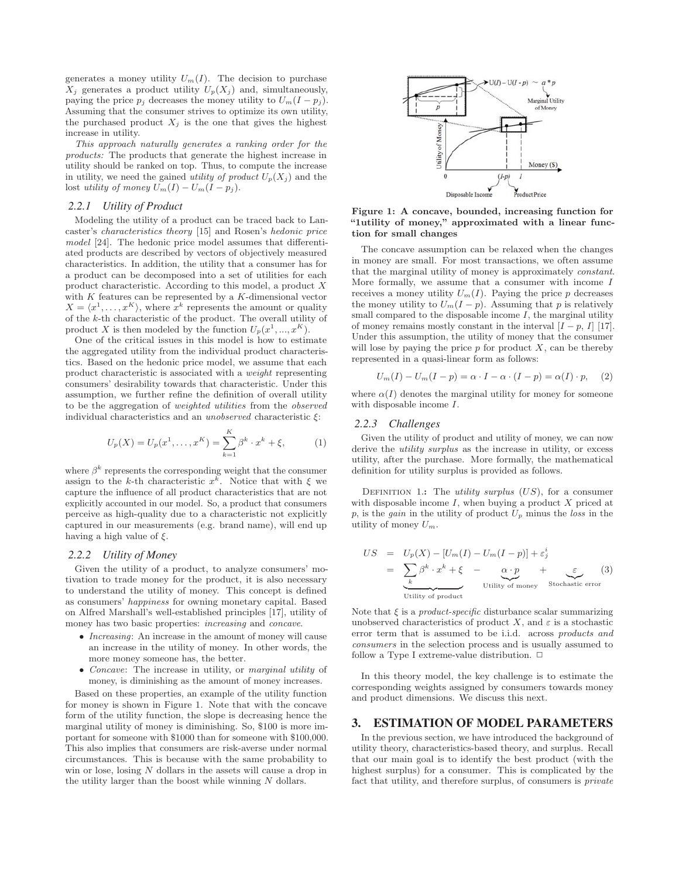generates a money utility $U_m(I)$. The decision to purchase $X_j$ generates a product utility $U_p(X_j)$ and, simultaneously, paying the price $p_j$ decreases the money utility to $U_m(I - p_j)$. Assuming that the consumer strives to optimize its own utility, the purchased product $X_j$ is the one that gives the highest increase in utility.

*This approach naturally generates a ranking order for the products:* The products that generate the highest increase in utility should be ranked on top. Thus, to compute the increase in utility, we need the gained *utility of product* $U_p(X_j)$ and the lost *utility of money* $U_m(I) - U_m(I - p_j)$.

### 2.2.1 Utility of Product

Modeling the utility of a product can be traced back to Lancaster's *characteristics theory* [15] and Rosen's *hedonic price model* [24]. The hedonic price model assumes that differentiated products are described by vectors of objectively measured characteristics. In addition, the utility that a consumer has for a product can be decomposed into a set of utilities for each product characteristic. According to this model, a product $X$ with $K$ features can be represented by a $K$-dimensional vector $X = \langle x^1, \ldots, x^K \rangle$, where $x^k$ represents the amount or quality of the $k$-th characteristic of the product. The overall utility of product $X$ is then modeled by the function $U_p(x^1, ..., x^K)$.

One of the critical issues in this model is how to estimate the aggregated utility from the individual product characteristics. Based on the hedonic price model, we assume that each product characteristic is associated with a *weight* representing consumers' desirability towards that characteristic. Under this assumption, we further refine the definition of overall utility to be the aggregation of *weighted utilities* from the *observed* individual characteristics and an *unobserved* characteristic $\xi$:

$$U_p(X) = U_p(x^1, \ldots, x^K) = \sum_{k=1}^{K} \beta^k \cdot x^k + \xi, \qquad (1)$$

where $\beta^k$ represents the corresponding weight that the consumer assign to the $k$-th characteristic $x^k$. Notice that with $\xi$ we capture the influence of all product characteristics that are not explicitly accounted in our model. So, a product that consumers perceive as high-quality due to a characteristic not explicitly captured in our measurements (e.g. brand name), will end up having a high value of $\xi$.

### 2.2.2 Utility of Money

Given the utility of a product, to analyze consumers' motivation to trade money for the product, it is also necessary to understand the utility of money. This concept is defined as consumers' *happiness* for owning monetary capital. Based on Alfred Marshall's well-established principles [17], utility of money has two basic properties: *increasing* and *concave*.

- *Increasing*: An increase in the amount of money will cause an increase in the utility of money. In other words, the more money someone has, the better.
- *Concave*: The increase in utility, or *marginal utility* of money, is diminishing as the amount of money increases.

Based on these properties, an example of the utility function for money is shown in Figure 1. Note that with the concave form of the utility function, the slope is decreasing hence the marginal utility of money is diminishing. So, \$100 is more important for someone with \$1000 than for someone with \$100,000. This also implies that consumers are risk-averse under normal circumstances. This is because with the same probability to win or lose, losing $N$ dollars in the assets will cause a drop in the utility larger than the boost while winning $N$ dollars.

**Figure 1: A concave, bounded, increasing function for "1utility of money," approximated with a linear function for small changes**

The concave assumption can be relaxed when the changes in money are small. For most transactions, we often assume that the marginal utility of money is approximately *constant*. More formally, we assume that a consumer with income $I$ receives a money utility $U_m(I)$. Paying the price $p$ decreases the money utility to $U_m(I - p)$. Assuming that $p$ is relatively small compared to the disposable income $I$, the marginal utility of money remains mostly constant in the interval $[I - p, I]$ [17]. Under this assumption, the utility of money that the consumer will lose by paying the price $p$ for product $X$, can be thereby represented in a quasi-linear form as follows:

$$U_m(I) - U_m(I - p) = \alpha \cdot I - \alpha \cdot (I - p) = \alpha(I) \cdot p, \qquad (2)$$

where $\alpha(I)$ denotes the marginal utility for money for someone with disposable income $I$.

### 2.2.3 Challenges

Given the utility of product and utility of money, we can now derive the *utility surplus* as the increase in utility, or excess utility, after the purchase. More formally, the mathematical definition for utility surplus is provided as follows.

Definition 1.: The *utility surplus* ($US$), for a consumer with disposable income $I$, when buying a product $X$ priced at $p$, is the *gain* in the utility of product $U_p$ minus the *loss* in the utility of money $U_m$.

$$\begin{aligned} US &= U_p(X) - [U_m(I) - U_m(I - p)] + \varepsilon^i_j \\ &= \underbrace{\sum_k \beta^k \cdot x^k + \xi}_{\text{Utility of product}} - \underbrace{\alpha \cdot p}_{\text{Utility of money}} + \underbrace{\varepsilon}_{\text{Stochastic error}} \qquad (3) \end{aligned}$$

Note that $\xi$ is a *product-specific* disturbance scalar summarizing unobserved characteristics of product $X$, and $\varepsilon$ is a stochastic error term that is assumed to be i.i.d. across *products and consumers* in the selection process and is usually assumed to follow a Type I extreme-value distribution. □

In this theory model, the key challenge is to estimate the corresponding weights assigned by consumers towards money and product dimensions. We discuss this next.

## 3. ESTIMATION OF MODEL PARAMETERS

In the previous section, we have introduced the background of utility theory, characteristics-based theory, and surplus. Recall that our main goal is to identify the best product (with the highest surplus) for a consumer. This is complicated by the fact that utility, and therefore surplus, of consumers is *private*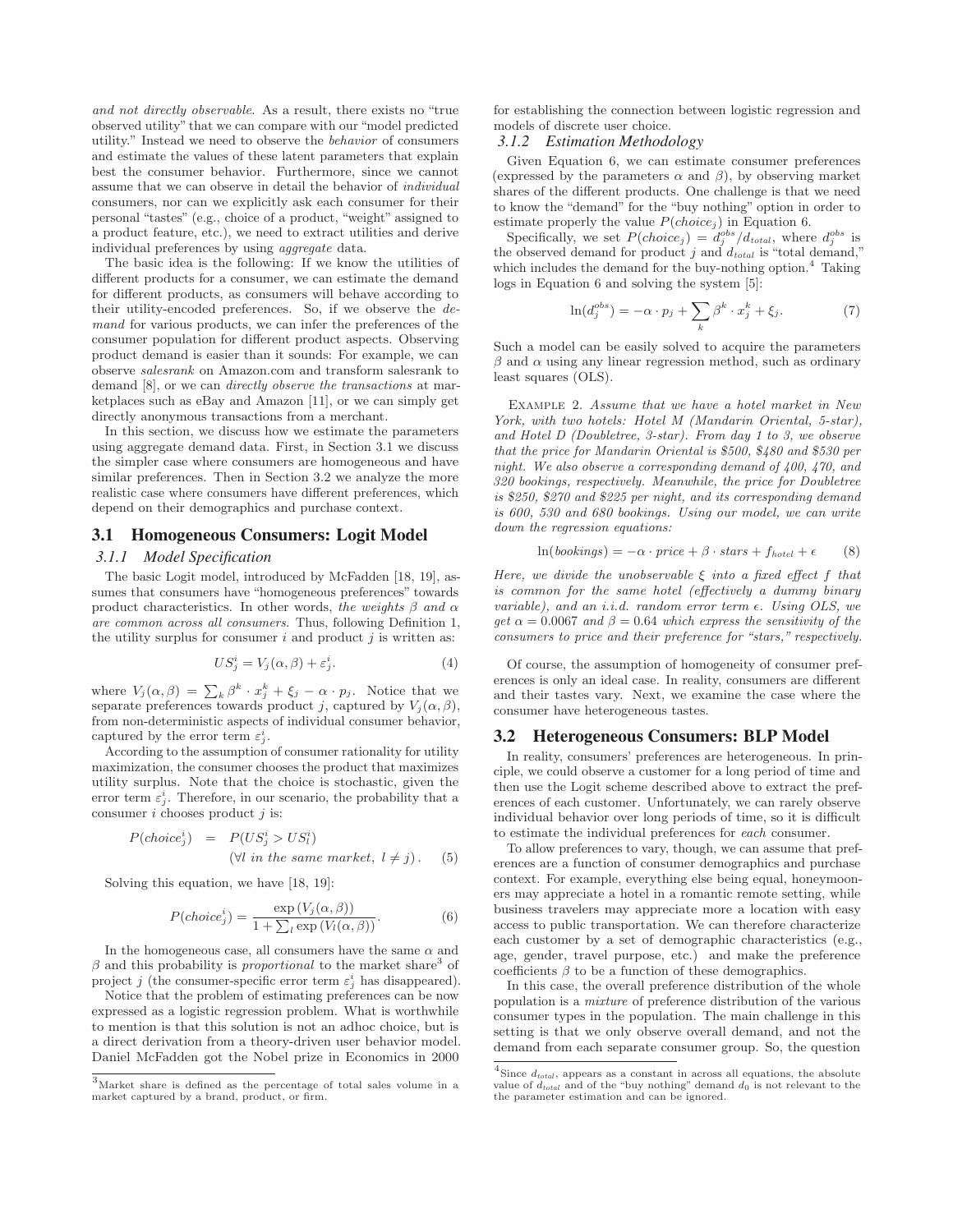*and not directly observable*. As a result, there exists no "true observed utility" that we can compare with our "model predicted utility." Instead we need to observe the *behavior* of consumers and estimate the values of these latent parameters that explain best the consumer behavior. Furthermore, since we cannot assume that we can observe in detail the behavior of *individual* consumers, nor can we explicitly ask each consumer for their personal "tastes" (e.g., choice of a product, "weight" assigned to a product feature, etc.), we need to extract utilities and derive individual preferences by using *aggregate* data.

The basic idea is the following: If we know the utilities of different products for a consumer, we can estimate the demand for different products, as consumers will behave according to their utility-encoded preferences. So, if we observe the *demand* for various products, we can infer the preferences of the consumer population for different product aspects. Observing product demand is easier than it sounds: For example, we can observe *salesrank* on Amazon.com and transform salesrank to demand [8], or we can *directly observe the transactions* at marketplaces such as eBay and Amazon [11], or we can simply get directly anonymous transactions from a merchant.

In this section, we discuss how we estimate the parameters using aggregate demand data. First, in Section 3.1 we discuss the simpler case where consumers are homogeneous and have similar preferences. Then in Section 3.2 we analyze the more realistic case where consumers have different preferences, which depend on their demographics and purchase context.

## 3.1 Homogeneous Consumers: Logit Model

### 3.1.1 Model Specification

The basic Logit model, introduced by McFadden [18, 19], assumes that consumers have "homogeneous preferences" towards product characteristics. In other words, *the weights $\beta$ and $\alpha$ are common across all consumers.* Thus, following Definition 1, the utility surplus for consumer $i$ and product $j$ is written as:

$$US_j^i = V_j(\alpha, \beta) + \varepsilon_j^i. \quad (4)$$

where $V_j(\alpha, \beta) = \sum_k \beta^k \cdot x_j^k + \xi_j - \alpha \cdot p_j$. Notice that we separate preferences towards product $j$, captured by $V_j(\alpha, \beta)$, from non-deterministic aspects of individual consumer behavior, captured by the error term $\varepsilon_j^i$.

According to the assumption of consumer rationality for utility maximization, the consumer chooses the product that maximizes utility surplus. Note that the choice is stochastic, given the error term $\varepsilon_j^i$. Therefore, in our scenario, the probability that a consumer $i$ chooses product $j$ is:

$$P(choice_j^i) = P(US_j^i > US_l^i) \quad (\forall l \text{ in the same market, } l \neq j). \quad (5)$$

Solving this equation, we have [18, 19]:

$$P(choice_j^i) = \frac{\exp(V_j(\alpha, \beta))}{1 + \sum_l \exp(V_l(\alpha, \beta))}. \quad (6)$$

In the homogeneous case, all consumers have the same $\alpha$ and $\beta$ and this probability is *proportional* to the market share[3] of project $j$ (the consumer-specific error term $\varepsilon_j^i$ has disappeared).

Notice that the problem of estimating preferences can be now expressed as a logistic regression problem. What is worthwhile to mention is that this solution is not an adhoc choice, but is a direct derivation from a theory-driven user behavior model. Daniel McFadden got the Nobel prize in Economics in 2000 for establishing the connection between logistic regression and models of discrete user choice.

### 3.1.2 Estimation Methodology

Given Equation 6, we can estimate consumer preferences (expressed by the parameters $\alpha$ and $\beta$), by observing market shares of the different products. One challenge is that we need to know the "demand" for the "buy nothing" option in order to estimate properly the value $P(choice_j)$ in Equation 6.

Specifically, we set $P(choice_j) = d_j^{obs}/d_{total}$, where $d_j^{obs}$ is the observed demand for product $j$ and $d_{total}$ is "total demand," which includes the demand for the buy-nothing option.[4] Taking logs in Equation 6 and solving the system [5]:

$$\ln(d_j^{obs}) = -\alpha \cdot p_j + \sum_k \beta^k \cdot x_j^k + \xi_j. \quad (7)$$

Such a model can be easily solved to acquire the parameters $\beta$ and $\alpha$ using any linear regression method, such as ordinary least squares (OLS).

Example 2. *Assume that we have a hotel market in New York, with two hotels: Hotel M (Mandarin Oriental, 5-star), and Hotel D (Doubletree, 3-star). From day 1 to 3, we observe that the price for Mandarin Oriental is \$500, \$480 and \$530 per night. We also observe a corresponding demand of 400, 470, and 320 bookings, respectively. Meanwhile, the price for Doubletree is \$250, \$270 and \$225 per night, and its corresponding demand is 600, 530 and 680 bookings. Using our model, we can write down the regression equations:*

$$\ln(bookings) = -\alpha \cdot price + \beta \cdot stars + f_{hotel} + \epsilon \quad (8)$$

*Here, we divide the unobservable $\xi$ into a fixed effect $f$ that is common for the same hotel (effectively a dummy binary variable), and an i.i.d. random error term $\epsilon$. Using OLS, we get $\alpha = 0.0067$ and $\beta = 0.64$ which express the sensitivity of the consumers to price and their preference for "stars," respectively.*

Of course, the assumption of homogeneity of consumer preferences is only an ideal case. In reality, consumers are different and their tastes vary. Next, we examine the case where the consumer have heterogeneous tastes.

## 3.2 Heterogeneous Consumers: BLP Model

In reality, consumers' preferences are heterogeneous. In principle, we could observe a customer for a long period of time and then use the Logit scheme described above to extract the preferences of each customer. Unfortunately, we can rarely observe individual behavior over long periods of time, so it is difficult to estimate the individual preferences for *each* consumer.

To allow preferences to vary, though, we can assume that preferences are a function of consumer demographics and purchase context. For example, everything else being equal, honeymooners may appreciate a hotel in a romantic remote setting, while business travelers may appreciate more a location with easy access to public transportation. We can therefore characterize each customer by a set of demographic characteristics (e.g., age, gender, travel purpose, etc.) and make the preference coefficients $\beta$ to be a function of these demographics.

In this case, the overall preference distribution of the whole population is a *mixture* of preference distribution of the various consumer types in the population. The main challenge in this setting is that we only observe overall demand, and not the demand from each separate consumer group. So, the question

---

[3] Market share is defined as the percentage of total sales volume in a market captured by a brand, product, or firm.

[4] Since $d_{total}$, appears as a constant in across all equations, the absolute value of $d_{total}$ and of the "buy nothing" demand $d_0$ is not relevant to the the parameter estimation and can be ignored.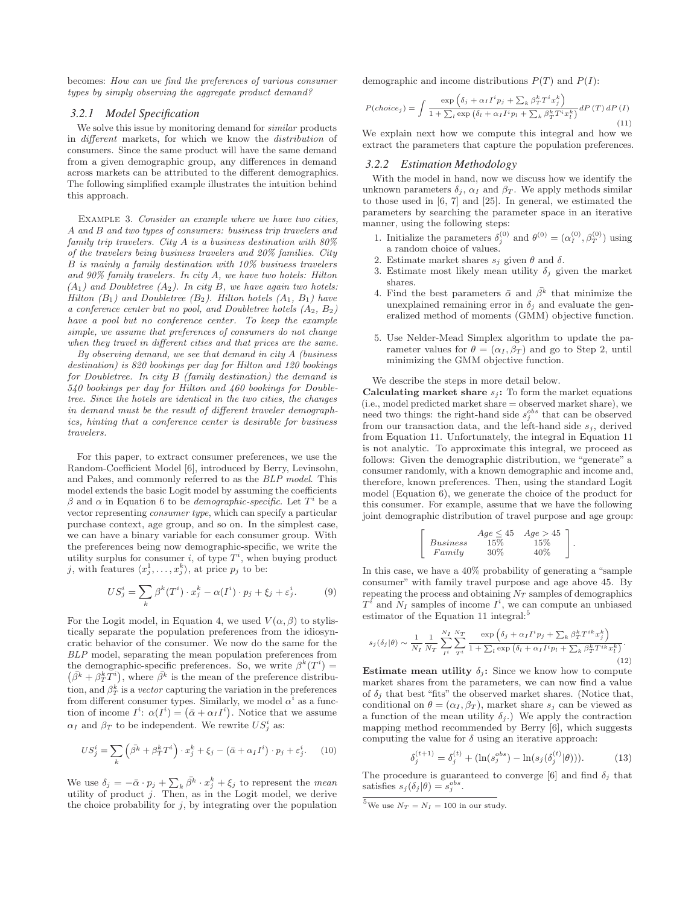becomes: *How can we find the preferences of various consumer types by simply observing the aggregate product demand?*

### 3.2.1 Model Specification

We solve this issue by monitoring demand for *similar* products in *different* markets, for which we know the *distribution* of consumers. Since the same product will have the same demand from a given demographic group, any differences in demand across markets can be attributed to the different demographics. The following simplified example illustrates the intuition behind this approach.

EXAMPLE 3. *Consider an example where we have two cities, A and B and two types of consumers: business trip travelers and family trip travelers. City A is a business destination with 80% of the travelers being business travelers and 20% families. City B is mainly a family destination with 10% business travelers and 90% family travelers. In city A, we have two hotels: Hilton ($A_1$) and Doubletree ($A_2$). In city B, we have again two hotels: Hilton ($B_1$) and Doubletree ($B_2$). Hilton hotels ($A_1$, $B_1$) have a conference center but no pool, and Doubletree hotels ($A_2$, $B_2$) have a pool but no conference center. To keep the example simple, we assume that preferences of consumers do not change when they travel in different cities and that prices are the same.*

*By observing demand, we see that demand in city A (business destination) is 820 bookings per day for Hilton and 120 bookings for Doubletree. In city B (family destination) the demand is 540 bookings per day for Hilton and 460 bookings for Doubletree. Since the hotels are identical in the two cities, the changes in demand must be the result of different traveler demographics, hinting that a conference center is desirable for business travelers.*

For this paper, to extract consumer preferences, we use the Random-Coefficient Model [6], introduced by Berry, Levinsohn, and Pakes, and commonly referred to as the *BLP model*. This model extends the basic Logit model by assuming the coefficients $\beta$ and $\alpha$ in Equation 6 to be *demographic-specific*. Let $T^i$ be a vector representing *consumer type*, which can specify a particular purchase context, age group, and so on. In the simplest case, we can have a binary variable for each consumer group. With the preferences being now demographic-specific, we write the utility surplus for consumer $i$, of type $T^i$, when buying product $j$, with features $\langle x_j^1, \ldots, x_j^k \rangle$, at price $p_j$ to be:

$$US_j^i = \sum_k \beta^k(T^i) \cdot x_j^k - \alpha(I^i) \cdot p_j + \xi_j + \varepsilon_j^i. \tag{9}$$

For the Logit model, in Equation 4, we used $V(\alpha, \beta)$ to stylistically separate the population preferences from the idiosyncratic behavior of the consumer. We now do the same for the *BLP* model, separating the mean population preferences from the demographic-specific preferences. So, we write $\beta^k(T^i) = \left(\bar{\beta}^k + \beta_T^k T^i\right)$, where $\bar{\beta}^k$ is the mean of the preference distribution, and $\beta_T^k$ is a *vector* capturing the variation in the preferences from different consumer types. Similarly, we model $\alpha^i$ as a function of income $I^i$: $\alpha(I^i) = \left(\bar{\alpha} + \alpha_I I^i\right)$. Notice that we assume $\alpha_I$ and $\beta_T$ to be independent. We rewrite $US_j^i$ as:

$$US_j^i = \sum_k \left(\bar{\beta}^k + \beta_T^k T^i\right) \cdot x_j^k + \xi_j - \left(\bar{\alpha} + \alpha_I I^i\right) \cdot p_j + \varepsilon_j^i. \tag{10}$$

We use $\delta_j = -\bar{\alpha} \cdot p_j + \sum_k \bar{\beta}^k \cdot x_j^k + \xi_j$ to represent the *mean* utility of product $j$. Then, as in the Logit model, we derive the choice probability for $j$, by integrating over the population demographic and income distributions $P(T)$ and $P(I)$:

$$P(choice_j) = \int \frac{\exp\left(\delta_j + \alpha_I I^i p_j + \sum_k \beta_T^k T^i x_j^k\right)}{1 + \sum_l \exp\left(\delta_l + \alpha_I I^i p_l + \sum_k \beta_T^k T^i x_l^k\right)} dP(T)\, dP(I) \tag{11}$$

We explain next how we compute this integral and how we extract the parameters that capture the population preferences.

### 3.2.2 Estimation Methodology

With the model in hand, now we discuss how we identify the unknown parameters $\delta_j$, $\alpha_I$ and $\beta_T$. We apply methods similar to those used in [6, 7] and [25]. In general, we estimated the parameters by searching the parameter space in an iterative manner, using the following steps:

1. Initialize the parameters $\delta_j^{(0)}$ and $\theta^{(0)} = (\alpha_I^{(0)}, \beta_T^{(0)})$ using a random choice of values.
2. Estimate market shares $s_j$ given $\theta$ and $\delta$.
3. Estimate most likely mean utility $\delta_j$ given the market shares.
4. Find the best parameters $\bar{\alpha}$ and $\bar{\beta}^k$ that minimize the unexplained remaining error in $\delta_j$ and evaluate the generalized method of moments (GMM) objective function.
5. Use Nelder-Mead Simplex algorithm to update the parameter values for $\theta = (\alpha_I, \beta_T)$ and go to Step 2, until minimizing the GMM objective function.

We describe the steps in more detail below.

**Calculating market share $s_j$:** To form the market equations (i.e., model predicted market share = observed market share), we need two things: the right-hand side $s_j^{obs}$ that can be observed from our transaction data, and the left-hand side $s_j$, derived from Equation 11. Unfortunately, the integral in Equation 11 is not analytic. To approximate this integral, we proceed as follows: Given the demographic distribution, we "generate" a consumer randomly, with a known demographic and income and, therefore, known preferences. Then, using the standard Logit model (Equation 6), we generate the choice of the product for this consumer. For example, assume that we have the following joint demographic distribution of travel purpose and age group:

$$\left[\begin{array}{ccc} & Age \leq 45 & Age > 45 \\ Business & 15\% & 15\% \\ Family & 30\% & 40\% \end{array}\right].$$

In this case, we have a 40% probability of generating a "sample consumer" with family travel purpose and age above 45. By repeating the process and obtaining $N_T$ samples of demographics $T^i$ and $N_I$ samples of income $I^i$, we can compute an unbiased estimator of the Equation 11 integral:[5]

$$s_j(\delta_j|\theta) \sim \frac{1}{N_I}\frac{1}{N_T}\sum_{I^i}^{N_I}\sum_{T^i}^{N_T} \frac{\exp\left(\delta_j + \alpha_I I^i p_j + \sum_k \beta_T^k T^{ik} x_j^k\right)}{1 + \sum_l \exp\left(\delta_l + \alpha_I I^i p_l + \sum_k \beta_T^k T^{ik} x_l^k\right)}. \tag{12}$$

**Estimate mean utility $\delta_j$:** Since we know how to compute market shares from the parameters, we can now find a value of $\delta_j$ that best "fits" the observed market shares. (Notice that, conditional on $\theta = (\alpha_I, \beta_T)$, market share $s_j$ can be viewed as a function of the mean utility $\delta_j$.) We apply the contraction mapping method recommended by Berry [6], which suggests computing the value for $\delta$ using an iterative approach:

$$\delta_j^{(t+1)} = \delta_j^{(t)} + (\ln(s_j^{obs}) - \ln(s_j(\delta_j^{(t)}|\theta))). \tag{13}$$

The procedure is guaranteed to converge [6] and find $\delta_j$ that satisfies $s_j(\delta_j|\theta) = s_j^{obs}$.

[5] We use $N_T = N_I = 100$ in our study.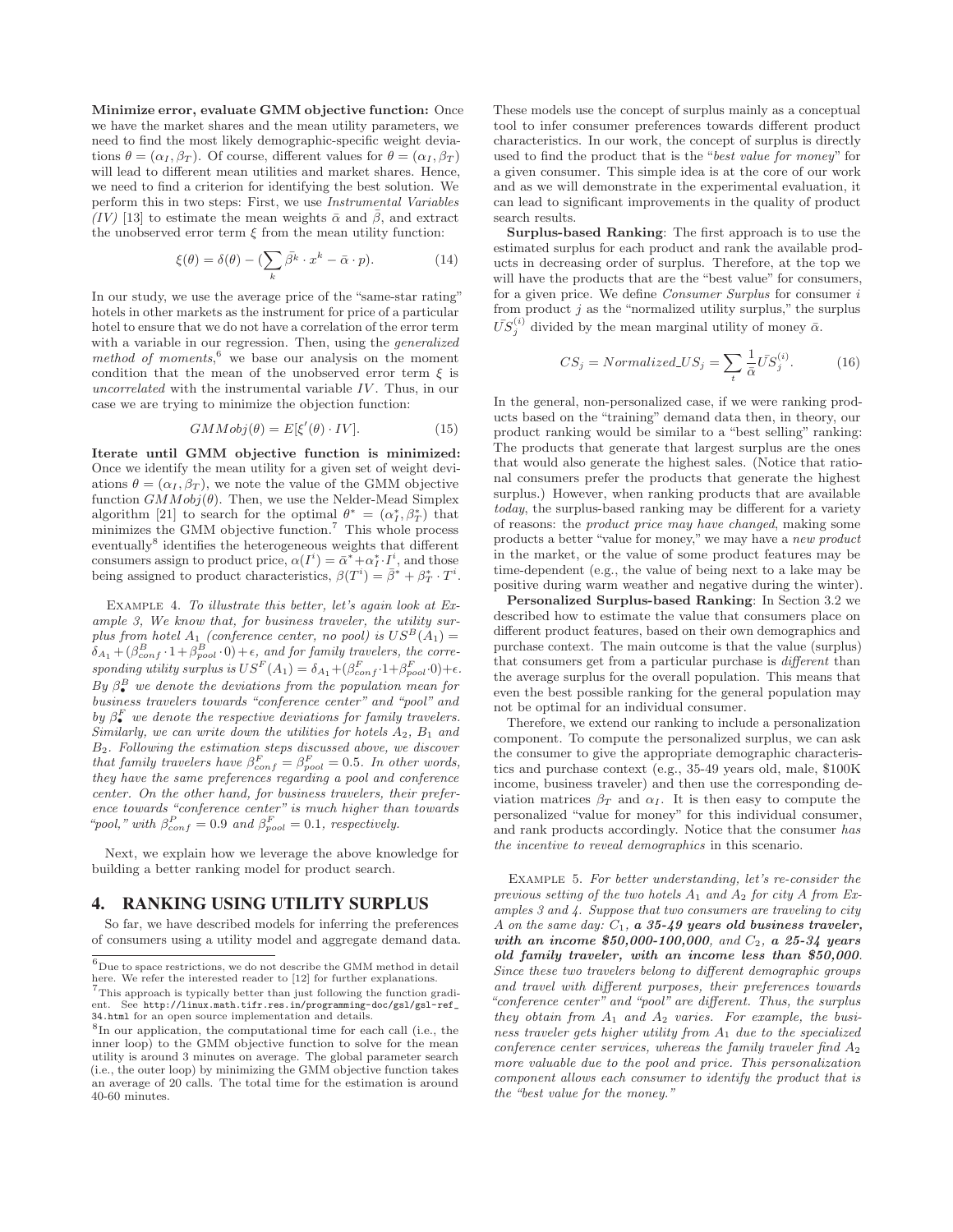**Minimize error, evaluate GMM objective function:** Once we have the market shares and the mean utility parameters, we need to find the most likely demographic-specific weight deviations $\theta = (\alpha_I, \beta_T)$. Of course, different values for $\theta = (\alpha_I, \beta_T)$ will lead to different mean utilities and market shares. Hence, we need to find a criterion for identifying the best solution. We perform this in two steps: First, we use *Instrumental Variables (IV)* [13] to estimate the mean weights $\bar{\alpha}$ and $\bar{\beta}$, and extract the unobserved error term $\xi$ from the mean utility function:

$$\xi(\theta) = \delta(\theta) - (\sum_k \bar{\beta}^k \cdot x^k - \bar{\alpha} \cdot p). \tag{14}$$

In our study, we use the average price of the "same-star rating" hotels in other markets as the instrument for price of a particular hotel to ensure that we do not have a correlation of the error term with a variable in our regression. Then, using the *generalized method of moments*,[6] we base our analysis on the moment condition that the mean of the unobserved error term $\xi$ is *uncorrelated* with the instrumental variable $IV$. Thus, in our case we are trying to minimize the objection function:

$$GMMobj(\theta) = E[\xi'(\theta) \cdot IV]. \tag{15}$$

**Iterate until GMM objective function is minimized:** Once we identify the mean utility for a given set of weight deviations $\theta = (\alpha_I, \beta_T)$, we note the value of the GMM objective function $GMMobj(\theta)$. Then, we use the Nelder-Mead Simplex algorithm [21] to search for the optimal $\theta^* = (\alpha_I^*, \beta_T^*)$ that minimizes the GMM objective function.[7] This whole process eventually[8] identifies the heterogeneous weights that different consumers assign to product price, $\alpha(I^i) = \bar{\alpha}^* + \alpha_I^* \cdot I^i$, and those being assigned to product characteristics, $\beta(T^i) = \bar{\beta}^* + \beta_T^* \cdot T^i$.

Example 4. *To illustrate this better, let's again look at Example 3, We know that, for business traveler, the utility surplus from hotel $A_1$ (conference center, no pool) is $US^B(A_1) = \delta_{A_1} + (\beta^B_{conf} \cdot 1 + \beta^B_{pool} \cdot 0) + \epsilon$, and for family travelers, the corresponding utility surplus is $US^F(A_1) = \delta_{A_1} + (\beta^F_{conf} \cdot 1 + \beta^F_{pool} \cdot 0) + \epsilon$. By $\beta^B_\bullet$ we denote the deviations from the population mean for business travelers towards "conference center" and "pool" and by $\beta^F_\bullet$ we denote the respective deviations for family travelers. Similarly, we can write down the utilities for hotels $A_2$, $B_1$ and $B_2$. Following the estimation steps discussed above, we discover that family travelers have $\beta^F_{conf} = \beta^F_{pool} = 0.5$. In other words, they have the same preferences regarding a pool and conference center. On the other hand, for business travelers, their preference towards "conference center" is much higher than towards "pool," with $\beta^P_{conf} = 0.9$ and $\beta^F_{pool} = 0.1$, respectively.*

Next, we explain how we leverage the above knowledge for building a better ranking model for product search.

# 4. RANKING USING UTILITY SURPLUS

So far, we have described models for inferring the preferences of consumers using a utility model and aggregate demand data. These models use the concept of surplus mainly as a conceptual tool to infer consumer preferences towards different product characteristics. In our work, the concept of surplus is directly used to find the product that is the "*best value for money*" for a given consumer. This simple idea is at the core of our work and as we will demonstrate in the experimental evaluation, it can lead to significant improvements in the quality of product search results.

**Surplus-based Ranking**: The first approach is to use the estimated surplus for each product and rank the available products in decreasing order of surplus. Therefore, at the top we will have the products that are the "best value" for consumers, for a given price. We define *Consumer Surplus* for consumer $i$ from product $j$ as the "normalized utility surplus," the surplus $\bar{US}^{(i)}_j$ divided by the mean marginal utility of money $\bar{\alpha}$.

$$CS_j = Normalized\_US_j = \sum_t \frac{1}{\bar{\alpha}} \bar{US}^{(i)}_j. \tag{16}$$

In the general, non-personalized case, if we were ranking products based on the "training" demand data then, in theory, our product ranking would be similar to a "best selling" ranking: The products that generate that largest surplus are the ones that would also generate the highest sales. (Notice that rational consumers prefer the products that generate the highest surplus.) However, when ranking products that are available *today*, the surplus-based ranking may be different for a variety of reasons: the *product price may have changed*, making some products a better "value for money," we may have a *new product* in the market, or the value of some product features may be time-dependent (e.g., the value of being next to a lake may be positive during warm weather and negative during the winter).

**Personalized Surplus-based Ranking**: In Section 3.2 we described how to estimate the value that consumers place on different product features, based on their own demographics and purchase context. The main outcome is that the value (surplus) that consumers get from a particular purchase is *different* than the average surplus for the overall population. This means that even the best possible ranking for the general population may not be optimal for an individual consumer.

Therefore, we extend our ranking to include a personalization component. To compute the personalized surplus, we can ask the consumer to give the appropriate demographic characteristics and purchase context (e.g., 35-49 years old, male, \$100K income, business traveler) and then use the corresponding deviation matrices $\beta_T$ and $\alpha_I$. It is then easy to compute the personalized "value for money" for this individual consumer, and rank products accordingly. Notice that the consumer *has the incentive to reveal demographics* in this scenario.

Example 5. *For better understanding, let's re-consider the previous setting of the two hotels $A_1$ and $A_2$ for city A from Examples 3 and 4. Suppose that two consumers are traveling to city A on the same day: $C_1$, **a 35-49 years old business traveler, with an income \$50,000-100,000**, and $C_2$, **a 25-34 years old family traveler, with an income less than \$50,000**. Since these two travelers belong to different demographic groups and travel with different purposes, their preferences towards "conference center" and "pool" are different. Thus, the surplus they obtain from $A_1$ and $A_2$ varies. For example, the business traveler gets higher utility from $A_1$ due to the specialized conference center services, whereas the family traveler find $A_2$ more valuable due to the pool and price. This personalization component allows each consumer to identify the product that is the "best value for the money."*

---

[6] Due to space restrictions, we do not describe the GMM method in detail here. We refer the interested reader to [12] for further explanations.

[7] This approach is typically better than just following the function gradient. See `http://linux.math.tifr.res.in/programming-doc/gsl/gsl-ref_34.html` for an open source implementation and details.

[8] In our application, the computational time for each call (i.e., the inner loop) to the GMM objective function to solve for the mean utility is around 3 minutes on average. The global parameter search (i.e., the outer loop) by minimizing the GMM objective function takes an average of 20 calls. The total time for the estimation is around 40-60 minutes.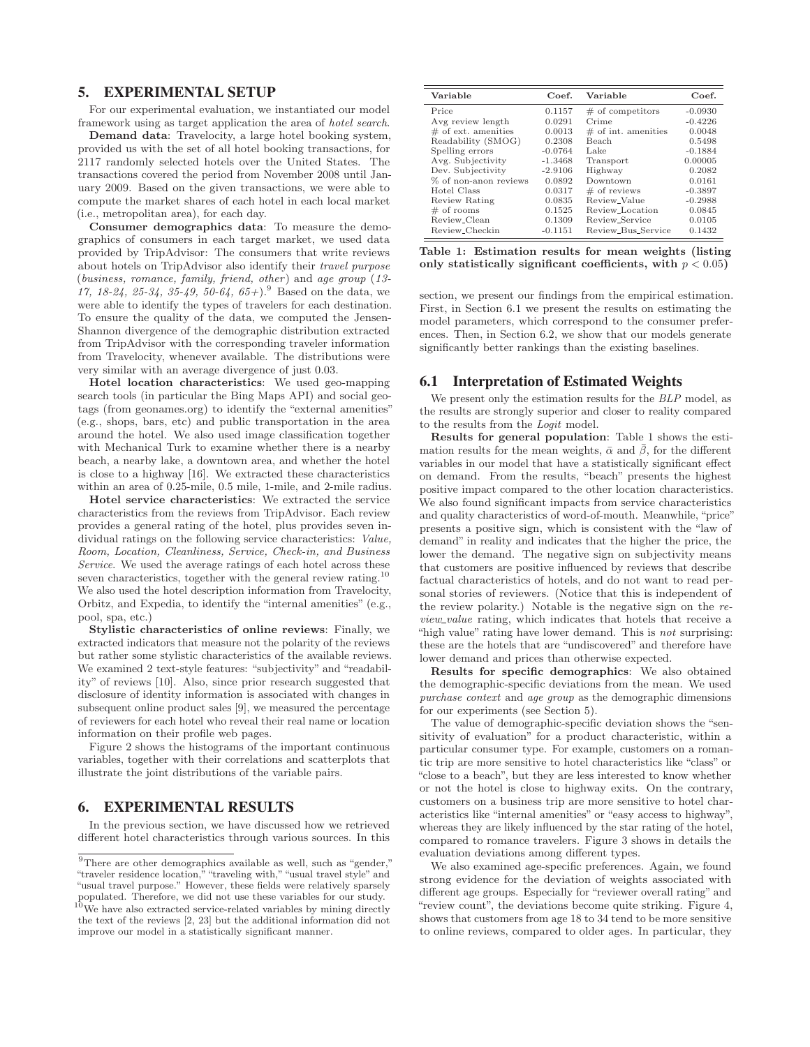## 5. EXPERIMENTAL SETUP

For our experimental evaluation, we instantiated our model framework using as target application the area of *hotel search*.

**Demand data**: Travelocity, a large hotel booking system, provided us with the set of all hotel booking transactions, for 2117 randomly selected hotels over the United States. The transactions covered the period from November 2008 until January 2009. Based on the given transactions, we were able to compute the market shares of each hotel in each local market (i.e., metropolitan area), for each day.

**Consumer demographics data**: To measure the demographics of consumers in each target market, we used data provided by TripAdvisor: The consumers that write reviews about hotels on TripAdvisor also identify their *travel purpose* (*business, romance, family, friend, other*) and *age group* (*13-17, 18-24, 25-34, 35-49, 50-64, 65+*).[9] Based on the data, we were able to identify the types of travelers for each destination. To ensure the quality of the data, we computed the Jensen-Shannon divergence of the demographic distribution extracted from TripAdvisor with the corresponding traveler information from Travelocity, whenever available. The distributions were very similar with an average divergence of just 0.03.

**Hotel location characteristics**: We used geo-mapping search tools (in particular the Bing Maps API) and social geotags (from geonames.org) to identify the "external amenities" (e.g., shops, bars, etc) and public transportation in the area around the hotel. We also used image classification together with Mechanical Turk to examine whether there is a nearby beach, a nearby lake, a downtown area, and whether the hotel is close to a highway [16]. We extracted these characteristics within an area of 0.25-mile, 0.5 mile, 1-mile, and 2-mile radius.

**Hotel service characteristics**: We extracted the service characteristics from the reviews from TripAdvisor. Each review provides a general rating of the hotel, plus provides seven individual ratings on the following service characteristics: *Value, Room, Location, Cleanliness, Service, Check-in, and Business Service*. We used the average ratings of each hotel across these seven characteristics, together with the general review rating.[10] We also used the hotel description information from Travelocity, Orbitz, and Expedia, to identify the "internal amenities" (e.g., pool, spa, etc.)

**Stylistic characteristics of online reviews**: Finally, we extracted indicators that measure not the polarity of the reviews but rather some stylistic characteristics of the available reviews. We examined 2 text-style features: "subjectivity" and "readability" of reviews [10]. Also, since prior research suggested that disclosure of identity information is associated with changes in subsequent online product sales [9], we measured the percentage of reviewers for each hotel who reveal their real name or location information on their profile web pages.

Figure 2 shows the histograms of the important continuous variables, together with their correlations and scatterplots that illustrate the joint distributions of the variable pairs.

## 6. EXPERIMENTAL RESULTS

In the previous section, we have discussed how we retrieved different hotel characteristics through various sources. In this section, we present our findings from the empirical estimation. First, in Section 6.1 we present the results on estimating the model parameters, which correspond to the consumer preferences. Then, in Section 6.2, we show that our models generate significantly better rankings than the existing baselines.

| Variable | Coef. | Variable | Coef. |
|---|---|---|---|
| Price | 0.1157 | # of competitors | -0.0930 |
| Avg review length | 0.0291 | Crime | -0.4226 |
| # of ext. amenities | 0.0013 | # of int. amenities | 0.0048 |
| Readability (SMOG) | 0.2308 | Beach | 0.5498 |
| Spelling errors | -0.0764 | Lake | -0.1884 |
| Avg. Subjectivity | -1.3468 | Transport | 0.00005 |
| Dev. Subjectivity | -2.9106 | Highway | 0.2082 |
| % of non-anon reviews | 0.0892 | Downtown | 0.0161 |
| Hotel Class | 0.0317 | # of reviews | -0.3897 |
| Review Rating | 0.0835 | Review_Value | -0.2988 |
| # of rooms | 0.1525 | Review_Location | 0.0845 |
| Review_Clean | 0.1309 | Review_Service | 0.0105 |
| Review_Checkin | -0.1151 | Review_Bus_Service | 0.1432 |

**Table 1: Estimation results for mean weights (listing only statistically significant coefficients, with $p < 0.05$)**

### 6.1 Interpretation of Estimated Weights

We present only the estimation results for the *BLP* model, as the results are strongly superior and closer to reality compared to the results from the *Logit* model.

**Results for general population**: Table 1 shows the estimation results for the mean weights, $\bar{\alpha}$ and $\bar{\beta}$, for the different variables in our model that have a statistically significant effect on demand. From the results, "beach" presents the highest positive impact compared to the other location characteristics. We also found significant impacts from service characteristics and quality characteristics of word-of-mouth. Meanwhile, "price" presents a positive sign, which is consistent with the "law of demand" in reality and indicates that the higher the price, the lower the demand. The negative sign on subjectivity means that customers are positive influenced by reviews that describe factual characteristics of hotels, and do not want to read personal stories of reviewers. (Notice that this is independent of the review polarity.) Notable is the negative sign on the *review_value* rating, which indicates that hotels that receive a "high value" rating have lower demand. This is *not* surprising: these are the hotels that are "undiscovered" and therefore have lower demand and prices than otherwise expected.

**Results for specific demographics**: We also obtained the demographic-specific deviations from the mean. We used *purchase context* and *age group* as the demographic dimensions for our experiments (see Section 5).

The value of demographic-specific deviation shows the "sensitivity of evaluation" for a product characteristic, within a particular consumer type. For example, customers on a romantic trip are more sensitive to hotel characteristics like "class" or "close to a beach", but they are less interested to know whether or not the hotel is close to highway exits. On the contrary, customers on a business trip are more sensitive to hotel characteristics like "internal amenities" or "easy access to highway", whereas they are likely influenced by the star rating of the hotel, compared to romance travelers. Figure 3 shows in details the evaluation deviations among different types.

We also examined age-specific preferences. Again, we found strong evidence for the deviation of weights associated with different age groups. Especially for "reviewer overall rating" and "review count", the deviations become quite striking. Figure 4, shows that customers from age 18 to 34 tend to be more sensitive to online reviews, compared to older ages. In particular, they

[9] There are other demographics available as well, such as "gender," "traveler residence location," "traveling with," "usual travel style" and "usual travel purpose." However, these fields were relatively sparsely populated. Therefore, we did not use these variables for our study.

[10] We have also extracted service-related variables by mining directly the text of the reviews [2, 23] but the additional information did not improve our model in a statistically significant manner.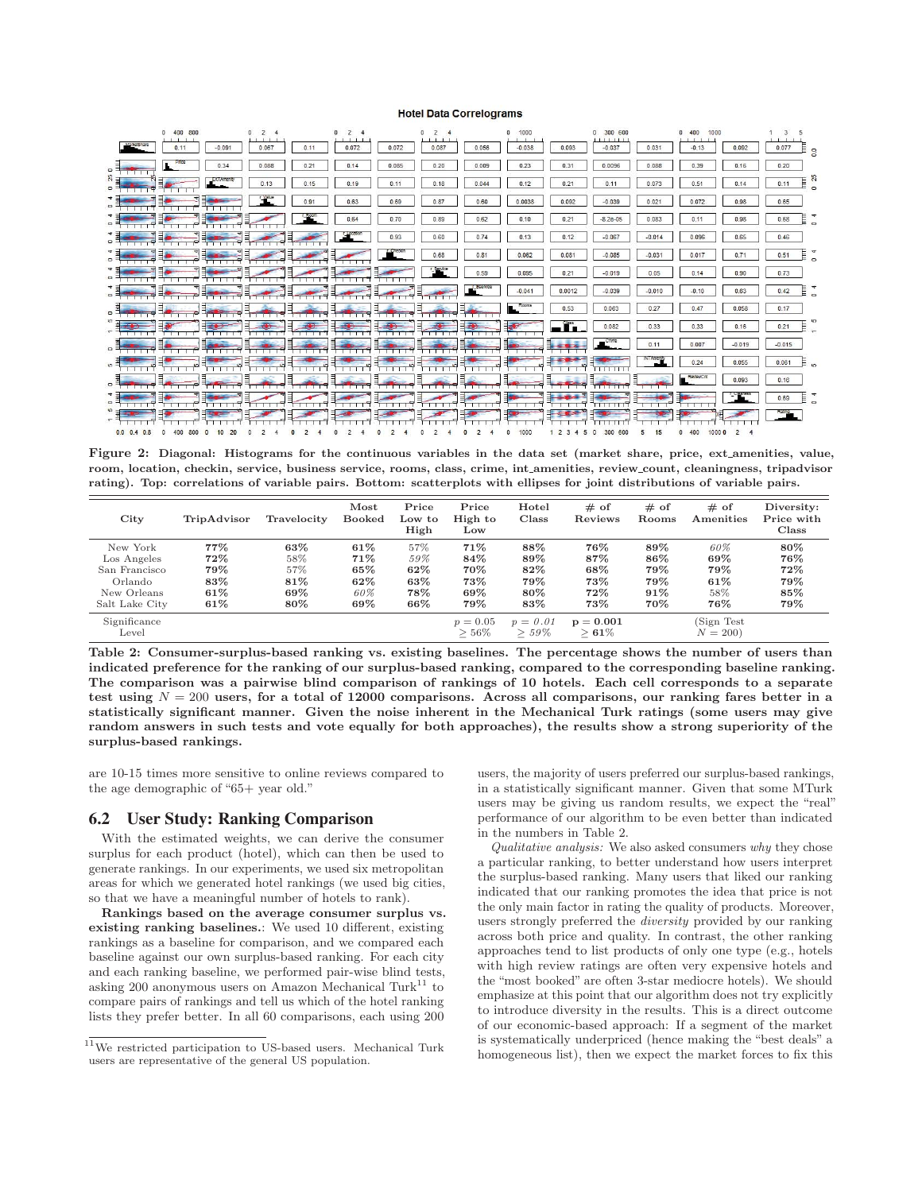**Hotel Data Correlograms**

**Figure 2: Diagonal: Histograms for the continuous variables in the data set (market share, price, ext_amenities, value, room, location, checkin, service, business service, rooms, class, crime, int_amenities, review_count, cleaningness, tripadvisor rating). Top: correlations of variable pairs. Bottom: scatterplots with ellipses for joint distributions of variable pairs.**

| City | TripAdvisor | Travelocity | Most Booked | Price Low to High | Price High to Low | Hotel Class | # of Reviews | # of Rooms | # of Amenities | Diversity: Price with Class |
|---|---|---|---|---|---|---|---|---|---|---|
| New York | **77%** | **63%** | **61%** | 57% | **71%** | **88%** | **76%** | **89%** | *60%* | **80%** |
| Los Angeles | **72%** | 58% | **71%** | *59%* | **84%** | **89%** | **87%** | **86%** | **69%** | **76%** |
| San Francisco | **79%** | 57% | **65%** | **62%** | **70%** | **82%** | **68%** | **79%** | **79%** | **72%** |
| Orlando | **83%** | **81%** | **62%** | **63%** | **73%** | **79%** | **73%** | **79%** | **61%** | **79%** |
| New Orleans | **61%** | **69%** | *60%* | **78%** | **69%** | **80%** | **72%** | **91%** | 58% | **85%** |
| Salt Lake City | **61%** | **80%** | **69%** | **66%** | **79%** | **83%** | **73%** | **70%** | **76%** | **79%** |
| Significance Level | | | | | $p = 0.05$ $\geq 56\%$ | $p = 0.01$ $\geq 59\%$ | $\mathbf{p = 0.001}$ $\mathbf{\geq 61\%}$ | | (Sign Test $N = 200$) | |

**Table 2: Consumer-surplus-based ranking vs. existing baselines. The percentage shows the number of users than indicated preference for the ranking of our surplus-based ranking, compared to the corresponding baseline ranking. The comparison was a pairwise blind comparison of rankings of 10 hotels. Each cell corresponds to a separate test using $N = 200$ users, for a total of 12000 comparisons. Across all comparisons, our ranking fares better in a statistically significant manner. Given the noise inherent in the Mechanical Turk ratings (some users may give random answers in such tests and vote equally for both approaches), the results show a strong superiority of the surplus-based rankings.**

are 10-15 times more sensitive to online reviews compared to the age demographic of "65+ year old."

## 6.2 User Study: Ranking Comparison

With the estimated weights, we can derive the consumer surplus for each product (hotel), which can then be used to generate rankings. In our experiments, we used six metropolitan areas for which we generated hotel rankings (we used big cities, so that we have a meaningful number of hotels to rank).

**Rankings based on the average consumer surplus vs. existing ranking baselines.**: We used 10 different, existing rankings as a baseline for comparison, and we compared each baseline against our own surplus-based ranking. For each city and each ranking baseline, we performed pair-wise blind tests, asking 200 anonymous users on Amazon Mechanical Turk[11] to compare pairs of rankings and tell us which of the hotel ranking lists they prefer better. In all 60 comparisons, each using 200 users, the majority of users preferred our surplus-based rankings, in a statistically significant manner. Given that some MTurk users may be giving us random results, we expect the "real" performance of our algorithm to be even better than indicated in the numbers in Table 2.

*Qualitative analysis:* We also asked consumers *why* they chose a particular ranking, to better understand how users interpret the surplus-based ranking. Many users that liked our ranking indicated that our ranking promotes the idea that price is not the only main factor in rating the quality of products. Moreover, users strongly preferred the *diversity* provided by our ranking across both price and quality. In contrast, the other ranking approaches tend to list products of only one type (e.g., hotels with high review ratings are often very expensive hotels and the "most booked" are often 3-star mediocre hotels). We should emphasize at this point that our algorithm does not try explicitly to introduce diversity in the results. This is a direct outcome of our economic-based approach: If a segment of the market is systematically underpriced (hence making the "best deals" a homogeneous list), then we expect the market forces to fix this

[11] We restricted participation to US-based users. Mechanical Turk users are representative of the general US population.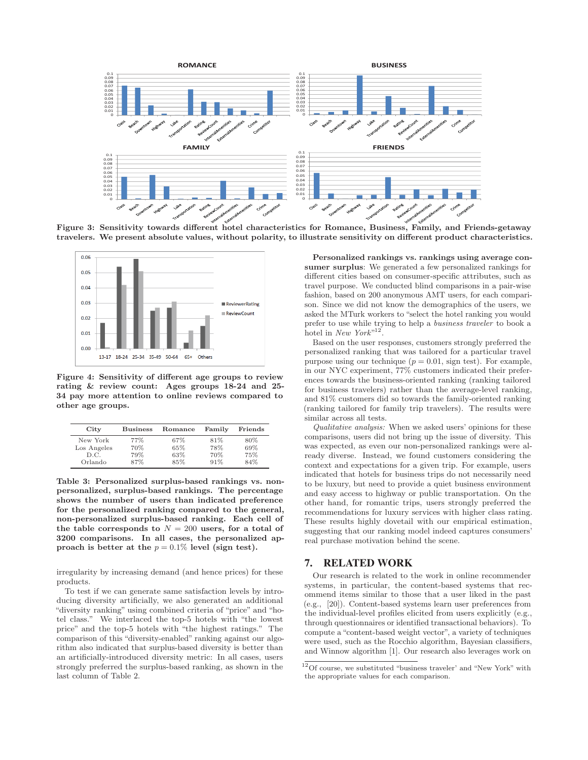**Figure 3: Sensitivity towards different hotel characteristics for Romance, Business, Family, and Friends-getaway travelers. We present absolute values, without polarity, to illustrate sensitivity on different product characteristics.**

**Figure 4: Sensitivity of different age groups to review rating & review count: Ages groups 18-24 and 25-34 pay more attention to online reviews compared to other age groups.**

| City | Business | Romance | Family | Friends |
|---|---|---|---|---|
| New York | 77% | 67% | 81% | 80% |
| Los Angeles | 70% | 65% | 78% | 69% |
| D.C. | 79% | 63% | 70% | 75% |
| Orlando | 87% | 85% | 91% | 84% |

**Table 3: Personalized surplus-based rankings vs. non-personalized, surplus-based rankings. The percentage shows the number of users than indicated preference for the personalized ranking compared to the general, non-personalized surplus-based ranking. Each cell of the table corresponds to $N = 200$ users, for a total of 3200 comparisons. In all cases, the personalized approach is better at the $p = 0.1\%$ level (sign test).**

irregularity by increasing demand (and hence prices) for these products.

To test if we can generate same satisfaction levels by introducing diversity artificially, we also generated an additional "diversity ranking" using combined criteria of "price" and "hotel class." We interlaced the top-5 hotels with "the lowest price" and the top-5 hotels with "the highest ratings." The comparison of this "diversity-enabled" ranking against our algorithm also indicated that surplus-based diversity is better than an artificially-introduced diversity metric: In all cases, users strongly preferred the surplus-based ranking, as shown in the last column of Table 2.

**Personalized rankings vs. rankings using average consumer surplus**: We generated a few personalized rankings for different cities based on consumer-specific attributes, such as travel purpose. We conducted blind comparisons in a pair-wise fashion, based on 200 anonymous AMT users, for each comparison. Since we did not know the demographics of the users, we asked the MTurk workers to "select the hotel ranking you would prefer to use while trying to help a *business traveler* to book a hotel in *New York*"[12].

Based on the user responses, customers strongly preferred the personalized ranking that was tailored for a particular travel purpose using our technique ($p = 0.01$, sign test). For example, in our NYC experiment, 77% customers indicated their preferences towards the business-oriented ranking (ranking tailored for business travelers) rather than the average-level ranking, and 81% customers did so towards the family-oriented ranking (ranking tailored for family trip travelers). The results were similar across all tests.

*Qualitative analysis:* When we asked users' opinions for these comparisons, users did not bring up the issue of diversity. This was expected, as even our non-personalized rankings were already diverse. Instead, we found customers considering the context and expectations for a given trip. For example, users indicated that hotels for business trips do not necessarily need to be luxury, but need to provide a quiet business environment and easy access to highway or public transportation. On the other hand, for romantic trips, users strongly preferred the recommendations for luxury services with high class rating. These results highly dovetail with our empirical estimation, suggesting that our ranking model indeed captures consumers' real purchase motivation behind the scene.

## 7. RELATED WORK

Our research is related to the work in online recommender systems, in particular, the content-based systems that recommend items similar to those that a user liked in the past (e.g., [20]). Content-based systems learn user preferences from the individual-level profiles elicited from users explicitly (e.g., through questionnaires or identified transactional behaviors). To compute a "content-based weight vector", a variety of techniques were used, such as the Rocchio algorithm, Bayesian classifiers, and Winnow algorithm [1]. Our research also leverages work on

[12] Of course, we substituted "business traveler' and "New York" with the appropriate values for each comparison.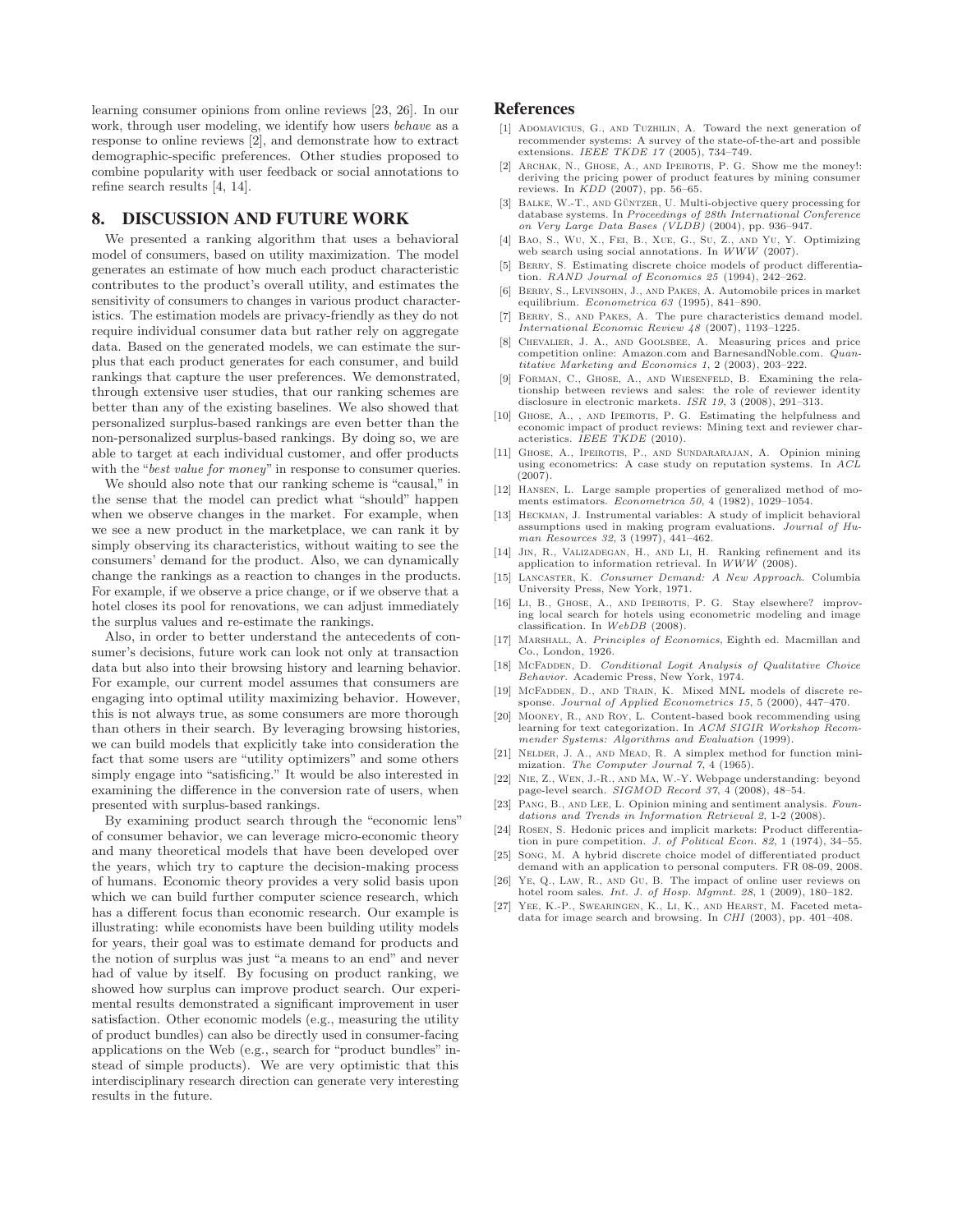learning consumer opinions from online reviews [23, 26]. In our work, through user modeling, we identify how users *behave* as a response to online reviews [2], and demonstrate how to extract demographic-specific preferences. Other studies proposed to combine popularity with user feedback or social annotations to refine search results [4, 14].

## 8. DISCUSSION AND FUTURE WORK

We presented a ranking algorithm that uses a behavioral model of consumers, based on utility maximization. The model generates an estimate of how much each product characteristic contributes to the product's overall utility, and estimates the sensitivity of consumers to changes in various product characteristics. The estimation models are privacy-friendly as they do not require individual consumer data but rather rely on aggregate data. Based on the generated models, we can estimate the surplus that each product generates for each consumer, and build rankings that capture the user preferences. We demonstrated, through extensive user studies, that our ranking schemes are better than any of the existing baselines. We also showed that personalized surplus-based rankings are even better than the non-personalized surplus-based rankings. By doing so, we are able to target at each individual customer, and offer products with the "*best value for money*" in response to consumer queries.

We should also note that our ranking scheme is "causal," in the sense that the model can predict what "should" happen when we observe changes in the market. For example, when we see a new product in the marketplace, we can rank it by simply observing its characteristics, without waiting to see the consumers' demand for the product. Also, we can dynamically change the rankings as a reaction to changes in the products. For example, if we observe a price change, or if we observe that a hotel closes its pool for renovations, we can adjust immediately the surplus values and re-estimate the rankings.

Also, in order to better understand the antecedents of consumer's decisions, future work can look not only at transaction data but also into their browsing history and learning behavior. For example, our current model assumes that consumers are engaging into optimal utility maximizing behavior. However, this is not always true, as some consumers are more thorough than others in their search. By leveraging browsing histories, we can build models that explicitly take into consideration the fact that some users are "utility optimizers" and some others simply engage into "satisficing." It would be also interested in examining the difference in the conversion rate of users, when presented with surplus-based rankings.

By examining product search through the "economic lens" of consumer behavior, we can leverage micro-economic theory and many theoretical models that have been developed over the years, which try to capture the decision-making process of humans. Economic theory provides a very solid basis upon which we can build further computer science research, which has a different focus than economic research. Our example is illustrating: while economists have been building utility models for years, their goal was to estimate demand for products and the notion of surplus was just "a means to an end" and never had of value by itself. By focusing on product ranking, we showed how surplus can improve product search. Our experimental results demonstrated a significant improvement in user satisfaction. Other economic models (e.g., measuring the utility of product bundles) can also be directly used in consumer-facing applications on the Web (e.g., search for "product bundles" instead of simple products). We are very optimistic that this interdisciplinary research direction can generate very interesting results in the future.

## References

[1] Adomavicius, G., and Tuzhilin, A. Toward the next generation of recommender systems: A survey of the state-of-the-art and possible extensions. *IEEE TKDE 17* (2005), 734–749.

[2] Archak, N., Ghose, A., and Ipeirotis, P. G. Show me the money!: deriving the pricing power of product features by mining consumer reviews. In *KDD* (2007), pp. 56–65.

[3] Balke, W.-T., and Güntzer, U. Multi-objective query processing for database systems. In *Proceedings of 28th International Conference on Very Large Data Bases (VLDB)* (2004), pp. 936–947.

[4] Bao, S., Wu, X., Fei, B., Xue, G., Su, Z., and Yu, Y. Optimizing web search using social annotations. In *WWW* (2007).

[5] Berry, S. Estimating discrete choice models of product differentiation. *RAND Journal of Economics 25* (1994), 242–262.

[6] Berry, S., Levinsohn, J., and Pakes, A. Automobile prices in market equilibrium. *Econometrica 63* (1995), 841–890.

[7] Berry, S., and Pakes, A. The pure characteristics demand model. *International Economic Review 48* (2007), 1193–1225.

[8] Chevalier, J. A., and Goolsbee, A. Measuring prices and price competition online: Amazon.com and BarnesandNoble.com. *Quantitative Marketing and Economics 1*, 2 (2003), 203–222.

[9] Forman, C., Ghose, A., and Wiesenfeld, B. Examining the relationship between reviews and sales: the role of reviewer identity disclosure in electronic markets. *ISR 19*, 3 (2008), 291–313.

[10] Ghose, A., , and Ipeirotis, P. G. Estimating the helpfulness and economic impact of product reviews: Mining text and reviewer characteristics. *IEEE TKDE* (2010).

[11] Ghose, A., Ipeirotis, P., and Sundararajan, A. Opinion mining using econometrics: A case study on reputation systems. In *ACL* (2007).

[12] Hansen, L. Large sample properties of generalized method of moments estimators. *Econometrica 50*, 4 (1982), 1029–1054.

[13] Heckman, J. Instrumental variables: A study of implicit behavioral assumptions used in making program evaluations. *Journal of Human Resources 32*, 3 (1997), 441–462.

[14] Jin, R., Valizadegan, H., and Li, H. Ranking refinement and its application to information retrieval. In *WWW* (2008).

[15] Lancaster, K. *Consumer Demand: A New Approach*. Columbia University Press, New York, 1971.

[16] Li, B., Ghose, A., and Ipeirotis, P. G. Stay elsewhere? improving local search for hotels using econometric modeling and image classification. In *WebDB* (2008).

[17] Marshall, A. *Principles of Economics*, Eighth ed. Macmillan and Co., London, 1926.

[18] McFadden, D. *Conditional Logit Analysis of Qualitative Choice Behavior*. Academic Press, New York, 1974.

[19] McFadden, D., and Train, K. Mixed MNL models of discrete response. *Journal of Applied Econometrics 15*, 5 (2000), 447–470.

[20] Mooney, R., and Roy, L. Content-based book recommending using learning for text categorization. In *ACM SIGIR Workshop Recommender Systems: Algorithms and Evaluation* (1999).

[21] Nelder, J. A., and Mead, R. A simplex method for function minimization. *The Computer Journal 7*, 4 (1965).

[22] Nie, Z., Wen, J.-R., and Ma, W.-Y. Webpage understanding: beyond page-level search. *SIGMOD Record 37*, 4 (2008), 48–54.

[23] Pang, B., and Lee, L. Opinion mining and sentiment analysis. *Foundations and Trends in Information Retrieval 2*, 1-2 (2008).

[24] Rosen, S. Hedonic prices and implicit markets: Product differentiation in pure competition. *J. of Political Econ. 82*, 1 (1974), 34–55.

[25] Song, M. A hybrid discrete choice model of differentiated product demand with an application to personal computers. FR 08-09, 2008.

[26] Ye, Q., Law, R., and Gu, B. The impact of online user reviews on hotel room sales. *Int. J. of Hosp. Mgmnt. 28*, 1 (2009), 180–182.

[27] Yee, K.-P., Swearingen, K., Li, K., and Hearst, M. Faceted metadata for image search and browsing. In *CHI* (2003), pp. 401–408.